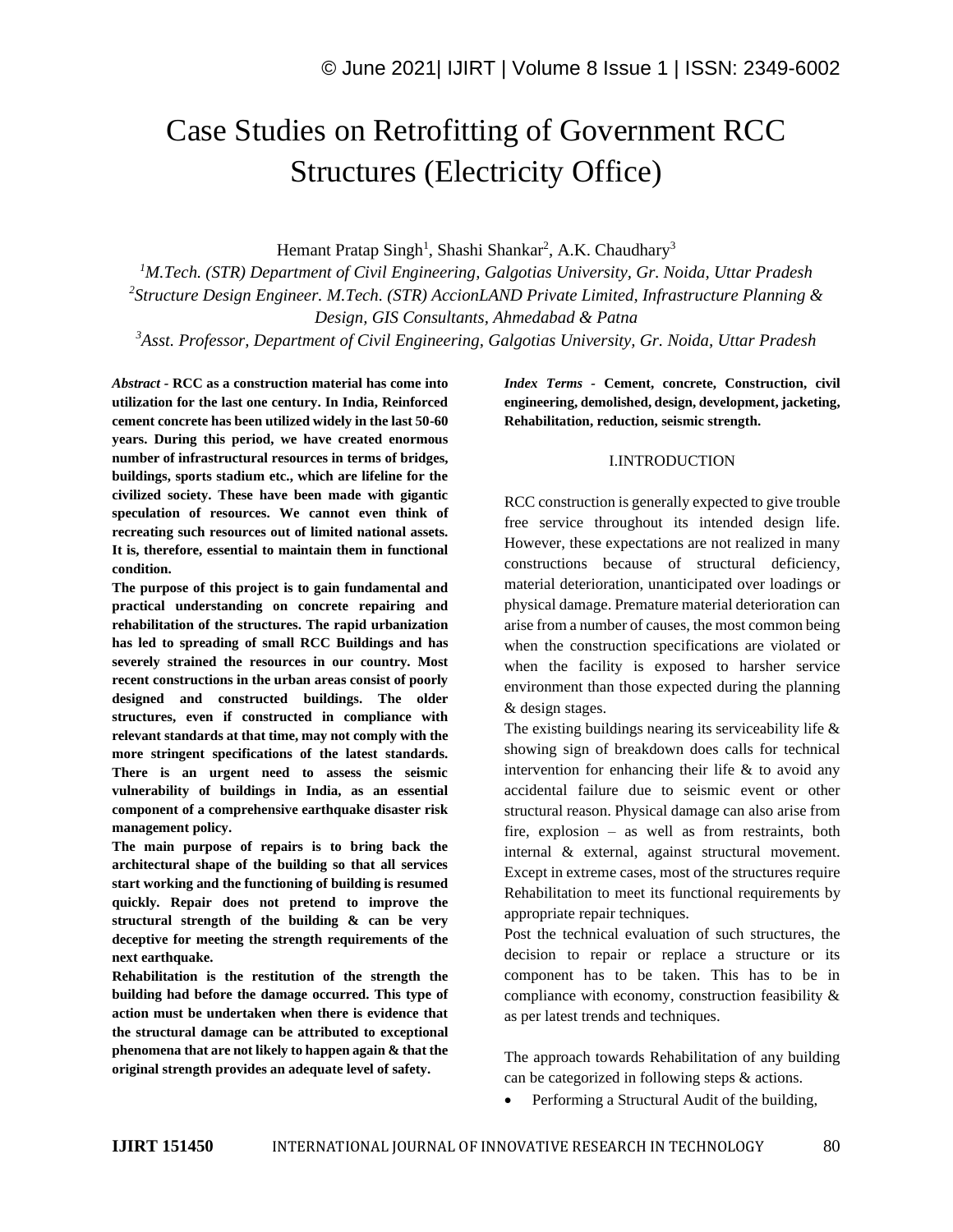# Case Studies on Retrofitting of Government RCC Structures (Electricity Office)

Hemant Pratap Singh[1], Shashi Shankar[2], A.K. Chaudhary[3]

[1]*M.Tech. (STR) Department of Civil Engineering, Galgotias University, Gr. Noida, Uttar Pradesh*

[2]*Structure Design Engineer. M.Tech. (STR) AccionLAND Private Limited, Infrastructure Planning & Design, GIS Consultants, Ahmedabad & Patna*

[3]*Asst. Professor, Department of Civil Engineering, Galgotias University, Gr. Noida, Uttar Pradesh*

***Abstract* - RCC as a construction material has come into utilization for the last one century. In India, Reinforced cement concrete has been utilized widely in the last 50-60 years. During this period, we have created enormous number of infrastructural resources in terms of bridges, buildings, sports stadium etc., which are lifeline for the civilized society. These have been made with gigantic speculation of resources. We cannot even think of recreating such resources out of limited national assets. It is, therefore, essential to maintain them in functional condition.**

**The purpose of this project is to gain fundamental and practical understanding on concrete repairing and rehabilitation of the structures. The rapid urbanization has led to spreading of small RCC Buildings and has severely strained the resources in our country. Most recent constructions in the urban areas consist of poorly designed and constructed buildings. The older structures, even if constructed in compliance with relevant standards at that time, may not comply with the more stringent specifications of the latest standards. There is an urgent need to assess the seismic vulnerability of buildings in India, as an essential component of a comprehensive earthquake disaster risk management policy.**

**The main purpose of repairs is to bring back the architectural shape of the building so that all services start working and the functioning of building is resumed quickly. Repair does not pretend to improve the structural strength of the building & can be very deceptive for meeting the strength requirements of the next earthquake.**

**Rehabilitation is the restitution of the strength the building had before the damage occurred. This type of action must be undertaken when there is evidence that the structural damage can be attributed to exceptional phenomena that are not likely to happen again & that the original strength provides an adequate level of safety.**

***Index Terms* - Cement, concrete, Construction, civil engineering, demolished, design, development, jacketing, Rehabilitation, reduction, seismic strength.**

## I.INTRODUCTION

RCC construction is generally expected to give trouble free service throughout its intended design life. However, these expectations are not realized in many constructions because of structural deficiency, material deterioration, unanticipated over loadings or physical damage. Premature material deterioration can arise from a number of causes, the most common being when the construction specifications are violated or when the facility is exposed to harsher service environment than those expected during the planning & design stages.

The existing buildings nearing its serviceability life & showing sign of breakdown does calls for technical intervention for enhancing their life & to avoid any accidental failure due to seismic event or other structural reason. Physical damage can also arise from fire, explosion – as well as from restraints, both internal & external, against structural movement. Except in extreme cases, most of the structures require Rehabilitation to meet its functional requirements by appropriate repair techniques.

Post the technical evaluation of such structures, the decision to repair or replace a structure or its component has to be taken. This has to be in compliance with economy, construction feasibility & as per latest trends and techniques.

The approach towards Rehabilitation of any building can be categorized in following steps & actions.

- Performing a Structural Audit of the building,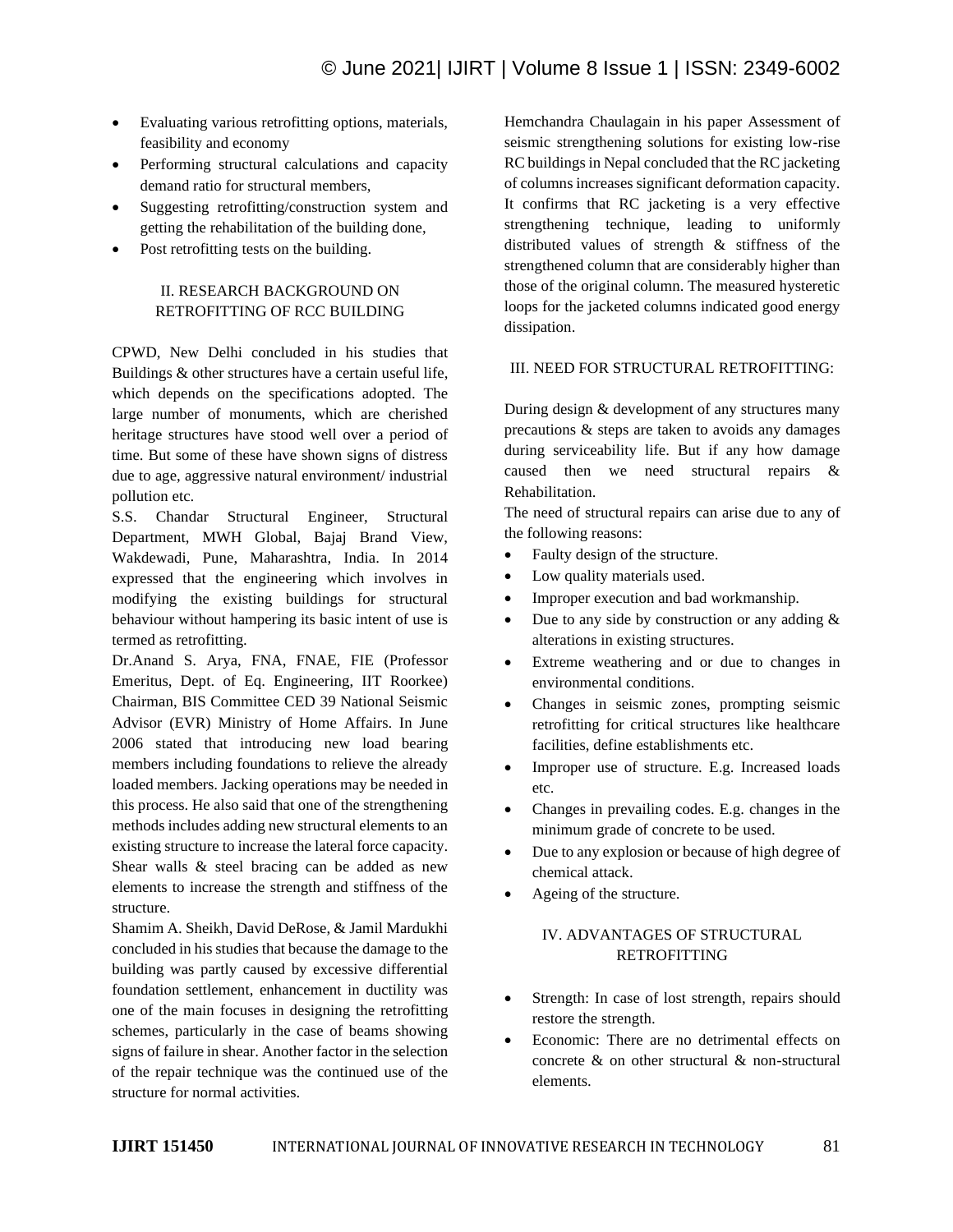- Evaluating various retrofitting options, materials, feasibility and economy
- Performing structural calculations and capacity demand ratio for structural members,
- Suggesting retrofitting/construction system and getting the rehabilitation of the building done,
- Post retrofitting tests on the building.

## II. RESEARCH BACKGROUND ON RETROFITTING OF RCC BUILDING

CPWD, New Delhi concluded in his studies that Buildings & other structures have a certain useful life, which depends on the specifications adopted. The large number of monuments, which are cherished heritage structures have stood well over a period of time. But some of these have shown signs of distress due to age, aggressive natural environment/ industrial pollution etc.

S.S. Chandar Structural Engineer, Structural Department, MWH Global, Bajaj Brand View, Wakdewadi, Pune, Maharashtra, India. In 2014 expressed that the engineering which involves in modifying the existing buildings for structural behaviour without hampering its basic intent of use is termed as retrofitting.

Dr.Anand S. Arya, FNA, FNAE, FIE (Professor Emeritus, Dept. of Eq. Engineering, IIT Roorkee) Chairman, BIS Committee CED 39 National Seismic Advisor (EVR) Ministry of Home Affairs. In June 2006 stated that introducing new load bearing members including foundations to relieve the already loaded members. Jacking operations may be needed in this process. He also said that one of the strengthening methods includes adding new structural elements to an existing structure to increase the lateral force capacity. Shear walls & steel bracing can be added as new elements to increase the strength and stiffness of the structure.

Shamim A. Sheikh, David DeRose, & Jamil Mardukhi concluded in his studies that because the damage to the building was partly caused by excessive differential foundation settlement, enhancement in ductility was one of the main focuses in designing the retrofitting schemes, particularly in the case of beams showing signs of failure in shear. Another factor in the selection of the repair technique was the continued use of the structure for normal activities.

Hemchandra Chaulagain in his paper Assessment of seismic strengthening solutions for existing low-rise RC buildings in Nepal concluded that the RC jacketing of columns increases significant deformation capacity. It confirms that RC jacketing is a very effective strengthening technique, leading to uniformly distributed values of strength & stiffness of the strengthened column that are considerably higher than those of the original column. The measured hysteretic loops for the jacketed columns indicated good energy dissipation.

## III. NEED FOR STRUCTURAL RETROFITTING:

During design & development of any structures many precautions & steps are taken to avoids any damages during serviceability life. But if any how damage caused then we need structural repairs & Rehabilitation.

The need of structural repairs can arise due to any of the following reasons:

- Faulty design of the structure.
- Low quality materials used.
- Improper execution and bad workmanship.
- Due to any side by construction or any adding & alterations in existing structures.
- Extreme weathering and or due to changes in environmental conditions.
- Changes in seismic zones, prompting seismic retrofitting for critical structures like healthcare facilities, define establishments etc.
- Improper use of structure. E.g. Increased loads etc.
- Changes in prevailing codes. E.g. changes in the minimum grade of concrete to be used.
- Due to any explosion or because of high degree of chemical attack.
- Ageing of the structure.

## IV. ADVANTAGES OF STRUCTURAL RETROFITTING

- Strength: In case of lost strength, repairs should restore the strength.
- Economic: There are no detrimental effects on concrete & on other structural & non-structural elements.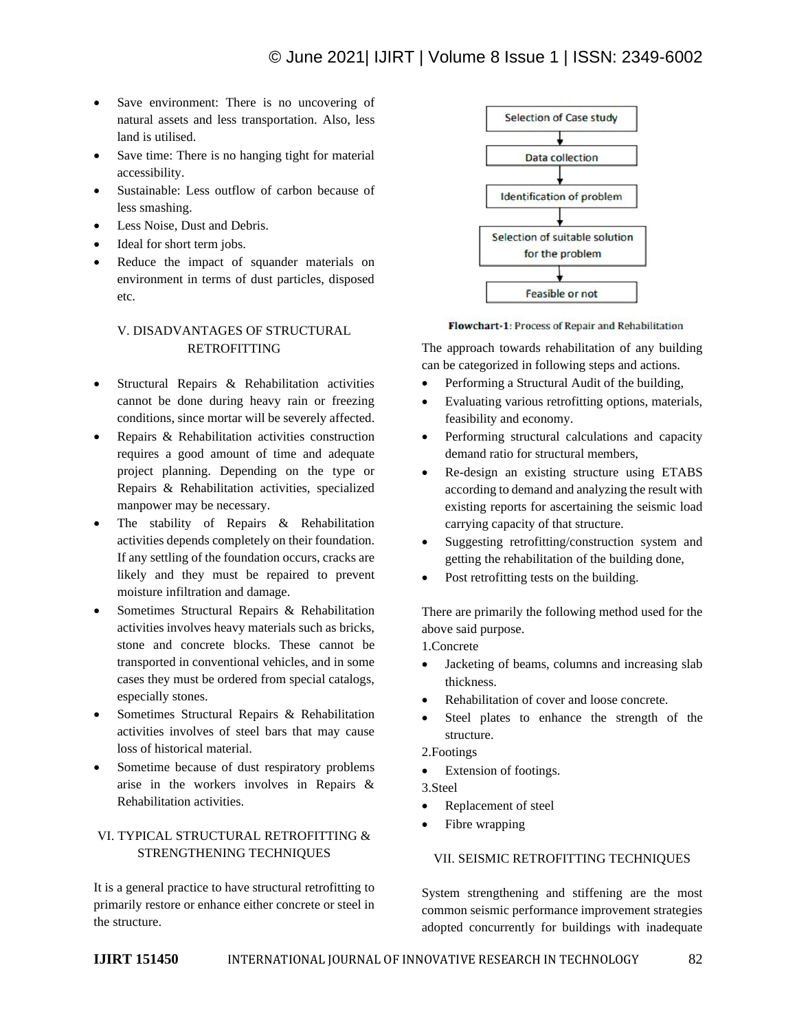- Save environment: There is no uncovering of natural assets and less transportation. Also, less land is utilised.
- Save time: There is no hanging tight for material accessibility.
- Sustainable: Less outflow of carbon because of less smashing.
- Less Noise, Dust and Debris.
- Ideal for short term jobs.
- Reduce the impact of squander materials on environment in terms of dust particles, disposed etc.

## V. DISADVANTAGES OF STRUCTURAL RETROFITTING

- Structural Repairs & Rehabilitation activities cannot be done during heavy rain or freezing conditions, since mortar will be severely affected.
- Repairs & Rehabilitation activities construction requires a good amount of time and adequate project planning. Depending on the type or Repairs & Rehabilitation activities, specialized manpower may be necessary.
- The stability of Repairs & Rehabilitation activities depends completely on their foundation. If any settling of the foundation occurs, cracks are likely and they must be repaired to prevent moisture infiltration and damage.
- Sometimes Structural Repairs & Rehabilitation activities involves heavy materials such as bricks, stone and concrete blocks. These cannot be transported in conventional vehicles, and in some cases they must be ordered from special catalogs, especially stones.
- Sometimes Structural Repairs & Rehabilitation activities involves of steel bars that may cause loss of historical material.
- Sometime because of dust respiratory problems arise in the workers involves in Repairs & Rehabilitation activities.

## VI. TYPICAL STRUCTURAL RETROFITTING & STRENGTHENING TECHNIQUES

It is a general practice to have structural retrofitting to primarily restore or enhance either concrete or steel in the structure.

Selection of Case study → Data collection → Identification of problem → Selection of suitable solution for the problem → Feasible or not

**Flowchart-1**: Process of Repair and Rehabilitation

The approach towards rehabilitation of any building can be categorized in following steps and actions.

- Performing a Structural Audit of the building,
- Evaluating various retrofitting options, materials, feasibility and economy.
- Performing structural calculations and capacity demand ratio for structural members,
- Re-design an existing structure using ETABS according to demand and analyzing the result with existing reports for ascertaining the seismic load carrying capacity of that structure.
- Suggesting retrofitting/construction system and getting the rehabilitation of the building done,
- Post retrofitting tests on the building.

There are primarily the following method used for the above said purpose.

1.Concrete

- Jacketing of beams, columns and increasing slab thickness.
- Rehabilitation of cover and loose concrete.
- Steel plates to enhance the strength of the structure.

2.Footings

- Extension of footings.

3.Steel

- Replacement of steel
- Fibre wrapping

## VII. SEISMIC RETROFITTING TECHNIQUES

System strengthening and stiffening are the most common seismic performance improvement strategies adopted concurrently for buildings with inadequate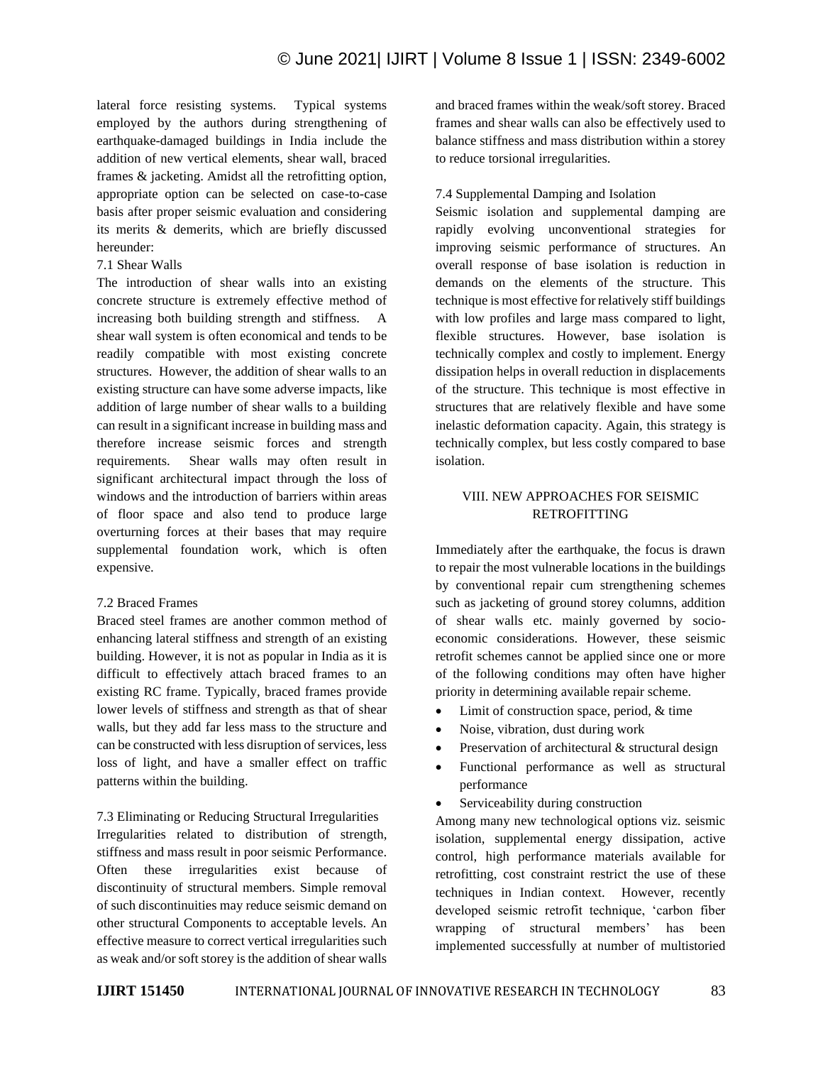lateral force resisting systems. Typical systems employed by the authors during strengthening of earthquake-damaged buildings in India include the addition of new vertical elements, shear wall, braced frames & jacketing. Amidst all the retrofitting option, appropriate option can be selected on case-to-case basis after proper seismic evaluation and considering its merits & demerits, which are briefly discussed hereunder:

### 7.1 Shear Walls

The introduction of shear walls into an existing concrete structure is extremely effective method of increasing both building strength and stiffness. A shear wall system is often economical and tends to be readily compatible with most existing concrete structures. However, the addition of shear walls to an existing structure can have some adverse impacts, like addition of large number of shear walls to a building can result in a significant increase in building mass and therefore increase seismic forces and strength requirements. Shear walls may often result in significant architectural impact through the loss of windows and the introduction of barriers within areas of floor space and also tend to produce large overturning forces at their bases that may require supplemental foundation work, which is often expensive.

### 7.2 Braced Frames

Braced steel frames are another common method of enhancing lateral stiffness and strength of an existing building. However, it is not as popular in India as it is difficult to effectively attach braced frames to an existing RC frame. Typically, braced frames provide lower levels of stiffness and strength as that of shear walls, but they add far less mass to the structure and can be constructed with less disruption of services, less loss of light, and have a smaller effect on traffic patterns within the building.

### 7.3 Eliminating or Reducing Structural Irregularities

Irregularities related to distribution of strength, stiffness and mass result in poor seismic Performance. Often these irregularities exist because of discontinuity of structural members. Simple removal of such discontinuities may reduce seismic demand on other structural Components to acceptable levels. An effective measure to correct vertical irregularities such as weak and/or soft storey is the addition of shear walls and braced frames within the weak/soft storey. Braced frames and shear walls can also be effectively used to balance stiffness and mass distribution within a storey to reduce torsional irregularities.

### 7.4 Supplemental Damping and Isolation

Seismic isolation and supplemental damping are rapidly evolving unconventional strategies for improving seismic performance of structures. An overall response of base isolation is reduction in demands on the elements of the structure. This technique is most effective for relatively stiff buildings with low profiles and large mass compared to light, flexible structures. However, base isolation is technically complex and costly to implement. Energy dissipation helps in overall reduction in displacements of the structure. This technique is most effective in structures that are relatively flexible and have some inelastic deformation capacity. Again, this strategy is technically complex, but less costly compared to base isolation.

## VIII. NEW APPROACHES FOR SEISMIC RETROFITTING

Immediately after the earthquake, the focus is drawn to repair the most vulnerable locations in the buildings by conventional repair cum strengthening schemes such as jacketing of ground storey columns, addition of shear walls etc. mainly governed by socio-economic considerations. However, these seismic retrofit schemes cannot be applied since one or more of the following conditions may often have higher priority in determining available repair scheme.

- Limit of construction space, period, & time
- Noise, vibration, dust during work
- Preservation of architectural & structural design
- Functional performance as well as structural performance
- Serviceability during construction

Among many new technological options viz. seismic isolation, supplemental energy dissipation, active control, high performance materials available for retrofitting, cost constraint restrict the use of these techniques in Indian context. However, recently developed seismic retrofit technique, 'carbon fiber wrapping of structural members' has been implemented successfully at number of multistoried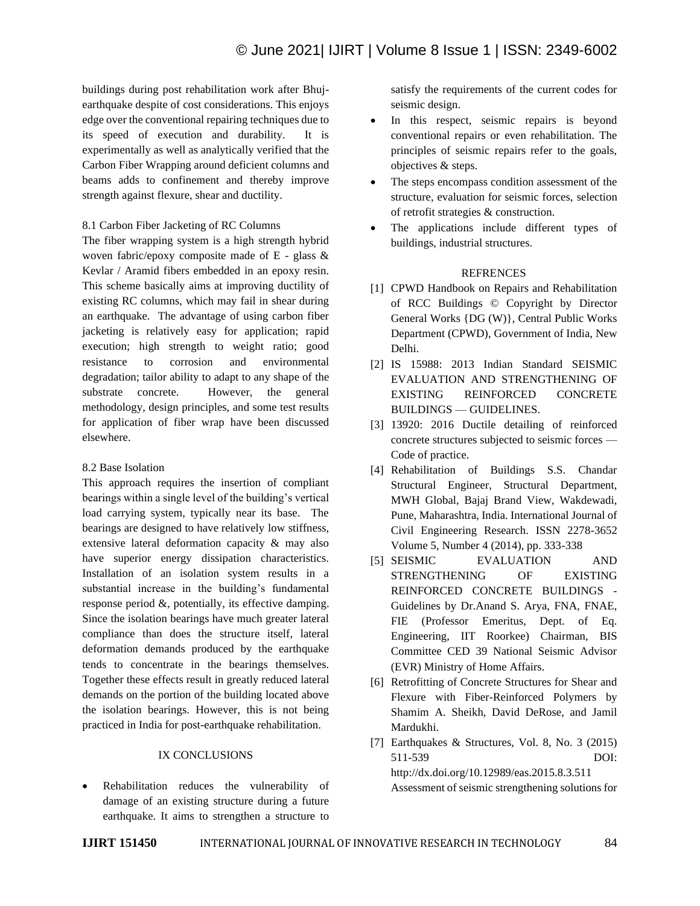buildings during post rehabilitation work after Bhuj-earthquake despite of cost considerations. This enjoys edge over the conventional repairing techniques due to its speed of execution and durability. It is experimentally as well as analytically verified that the Carbon Fiber Wrapping around deficient columns and beams adds to confinement and thereby improve strength against flexure, shear and ductility.

### 8.1 Carbon Fiber Jacketing of RC Columns

The fiber wrapping system is a high strength hybrid woven fabric/epoxy composite made of E - glass & Kevlar / Aramid fibers embedded in an epoxy resin. This scheme basically aims at improving ductility of existing RC columns, which may fail in shear during an earthquake. The advantage of using carbon fiber jacketing is relatively easy for application; rapid execution; high strength to weight ratio; good resistance to corrosion and environmental degradation; tailor ability to adapt to any shape of the substrate concrete. However, the general methodology, design principles, and some test results for application of fiber wrap have been discussed elsewhere.

### 8.2 Base Isolation

This approach requires the insertion of compliant bearings within a single level of the building's vertical load carrying system, typically near its base. The bearings are designed to have relatively low stiffness, extensive lateral deformation capacity & may also have superior energy dissipation characteristics. Installation of an isolation system results in a substantial increase in the building's fundamental response period &, potentially, its effective damping. Since the isolation bearings have much greater lateral compliance than does the structure itself, lateral deformation demands produced by the earthquake tends to concentrate in the bearings themselves. Together these effects result in greatly reduced lateral demands on the portion of the building located above the isolation bearings. However, this is not being practiced in India for post-earthquake rehabilitation.

## IX CONCLUSIONS

- Rehabilitation reduces the vulnerability of damage of an existing structure during a future earthquake. It aims to strengthen a structure to satisfy the requirements of the current codes for seismic design.
- In this respect, seismic repairs is beyond conventional repairs or even rehabilitation. The principles of seismic repairs refer to the goals, objectives & steps.
- The steps encompass condition assessment of the structure, evaluation for seismic forces, selection of retrofit strategies & construction.
- The applications include different types of buildings, industrial structures.

## REFRENCES

[1] CPWD Handbook on Repairs and Rehabilitation of RCC Buildings © Copyright by Director General Works {DG (W)}, Central Public Works Department (CPWD), Government of India, New Delhi.

[2] IS 15988: 2013 Indian Standard SEISMIC EVALUATION AND STRENGTHENING OF EXISTING REINFORCED CONCRETE BUILDINGS — GUIDELINES.

[3] 13920: 2016 Ductile detailing of reinforced concrete structures subjected to seismic forces — Code of practice.

[4] Rehabilitation of Buildings S.S. Chandar Structural Engineer, Structural Department, MWH Global, Bajaj Brand View, Wakdewadi, Pune, Maharashtra, India. International Journal of Civil Engineering Research. ISSN 2278-3652 Volume 5, Number 4 (2014), pp. 333-338

[5] SEISMIC EVALUATION AND STRENGTHENING OF EXISTING REINFORCED CONCRETE BUILDINGS - Guidelines by Dr.Anand S. Arya, FNA, FNAE, FIE (Professor Emeritus, Dept. of Eq. Engineering, IIT Roorkee) Chairman, BIS Committee CED 39 National Seismic Advisor (EVR) Ministry of Home Affairs.

[6] Retrofitting of Concrete Structures for Shear and Flexure with Fiber-Reinforced Polymers by Shamim A. Sheikh, David DeRose, and Jamil Mardukhi.

[7] Earthquakes & Structures, Vol. 8, No. 3 (2015) 511-539 DOI: http://dx.doi.org/10.12989/eas.2015.8.3.511 Assessment of seismic strengthening solutions for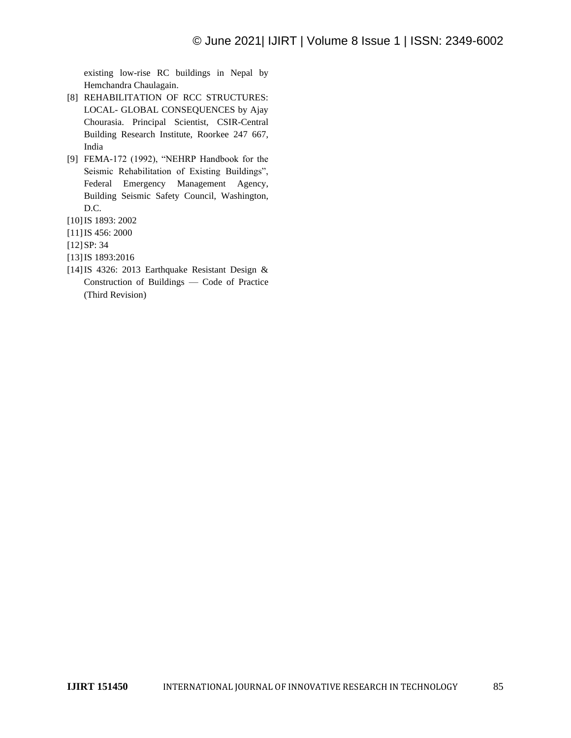existing low-rise RC buildings in Nepal by Hemchandra Chaulagain.

[8] REHABILITATION OF RCC STRUCTURES: LOCAL- GLOBAL CONSEQUENCES by Ajay Chourasia. Principal Scientist, CSIR-Central Building Research Institute, Roorkee 247 667, India

[9] FEMA-172 (1992), "NEHRP Handbook for the Seismic Rehabilitation of Existing Buildings", Federal Emergency Management Agency, Building Seismic Safety Council, Washington, D.C.

[10] IS 1893: 2002

[11] IS 456: 2000

[12] SP: 34

[13] IS 1893:2016

[14] IS 4326: 2013 Earthquake Resistant Design & Construction of Buildings — Code of Practice (Third Revision)